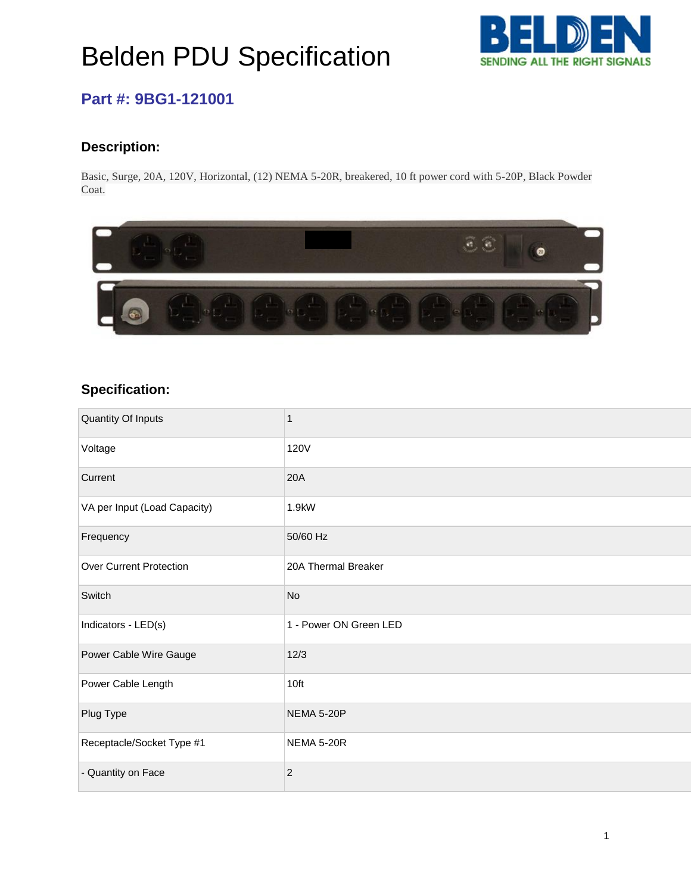# Belden PDU Specification

## Part #: 9BG1-121001

### Description:

Basic, Surge, 20A, 120V, Horizontal, (12) NEMA 5-20R, breakered, 10 ft power cord with 5-20P, Black Powder Coat.

### Specification:

| | |
|---|---|
| Quantity Of Inputs | 1 |
| Voltage | 120V |
| Current | 20A |
| VA per Input (Load Capacity) | 1.9kW |
| Frequency | 50/60 Hz |
| Over Current Protection | 20A Thermal Breaker |
| Switch | No |
| Indicators - LED(s) | 1 - Power ON Green LED |
| Power Cable Wire Gauge | 12/3 |
| Power Cable Length | 10ft |
| Plug Type | NEMA 5-20P |
| Receptacle/Socket Type #1 | NEMA 5-20R |
| - Quantity on Face | 2 |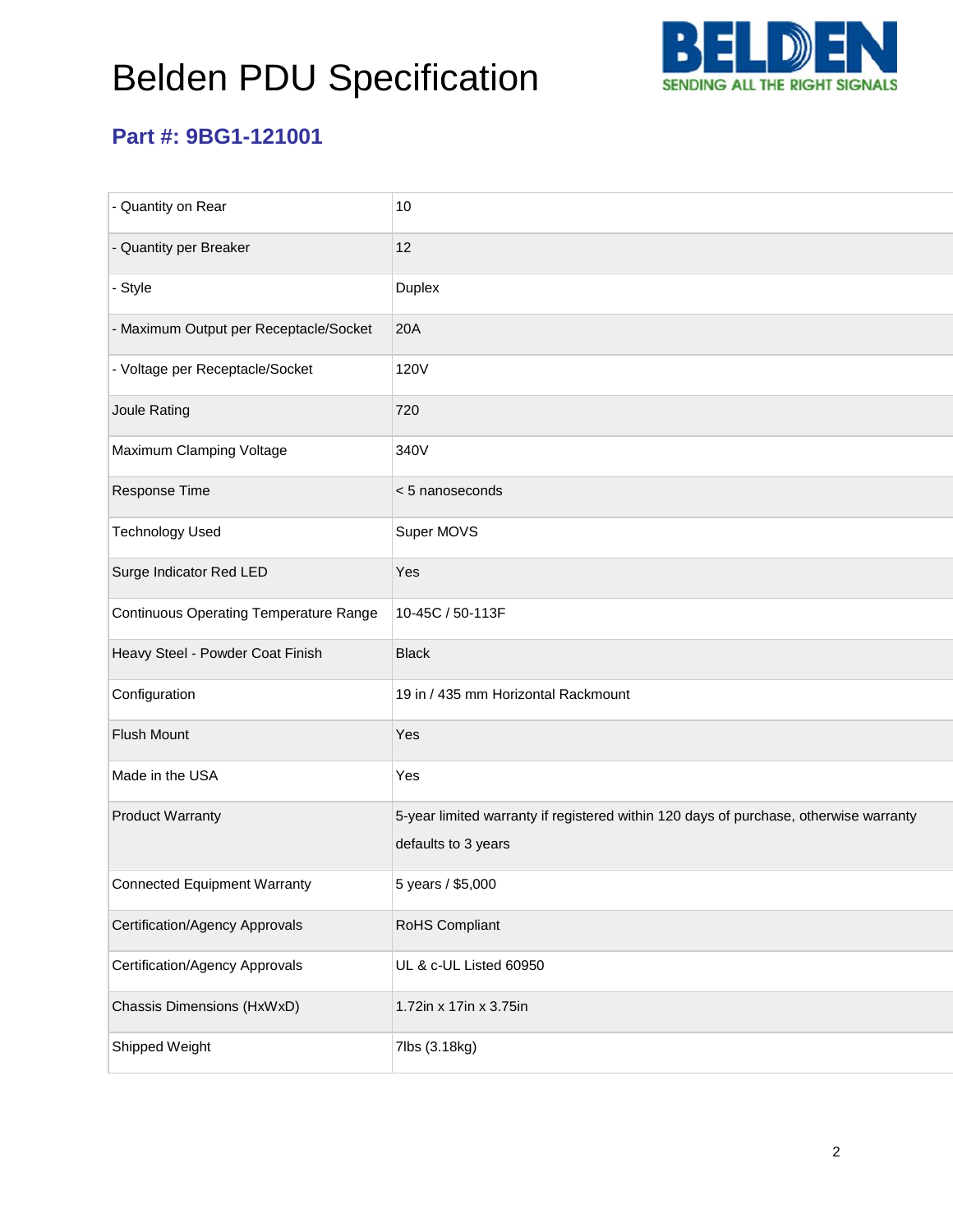# Belden PDU Specification

## Part #: 9BG1-121001

| | |
|---|---|
| - Quantity on Rear | 10 |
| - Quantity per Breaker | 12 |
| - Style | Duplex |
| - Maximum Output per Receptacle/Socket | 20A |
| - Voltage per Receptacle/Socket | 120V |
| Joule Rating | 720 |
| Maximum Clamping Voltage | 340V |
| Response Time | < 5 nanoseconds |
| Technology Used | Super MOVS |
| Surge Indicator Red LED | Yes |
| Continuous Operating Temperature Range | 10-45C / 50-113F |
| Heavy Steel - Powder Coat Finish | Black |
| Configuration | 19 in / 435 mm Horizontal Rackmount |
| Flush Mount | Yes |
| Made in the USA | Yes |
| Product Warranty | 5-year limited warranty if registered within 120 days of purchase, otherwise warranty defaults to 3 years |
| Connected Equipment Warranty | 5 years / $5,000 |
| Certification/Agency Approvals | RoHS Compliant |
| Certification/Agency Approvals | UL & c-UL Listed 60950 |
| Chassis Dimensions (HxWxD) | 1.72in x 17in x 3.75in |
| Shipped Weight | 7lbs (3.18kg) |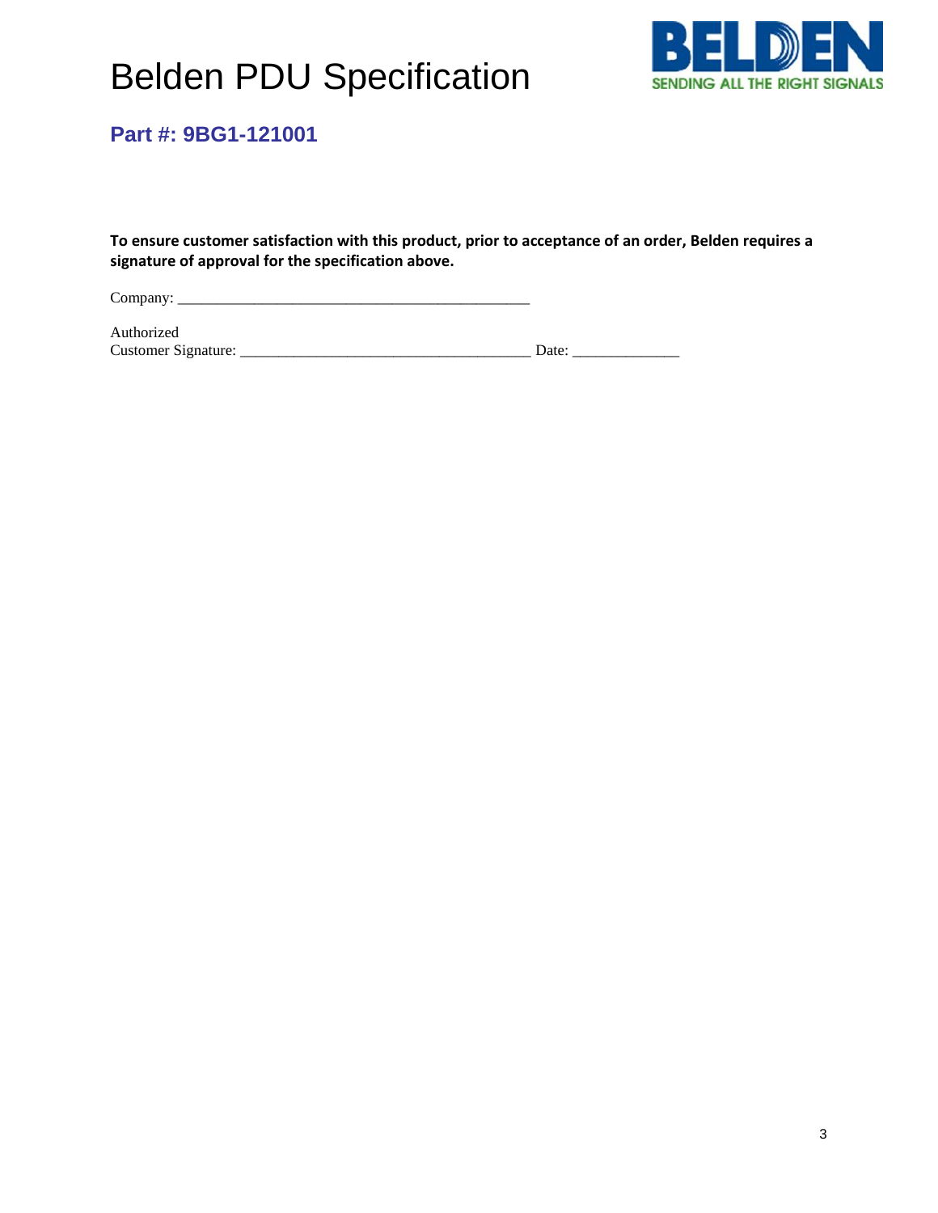# Belden PDU Specification

## Part #: 9BG1-121001

**To ensure customer satisfaction with this product, prior to acceptance of an order, Belden requires a signature of approval for the specification above.**

Company: _______________________________________________

Authorized
Customer Signature: _______________________________________ Date: ______________